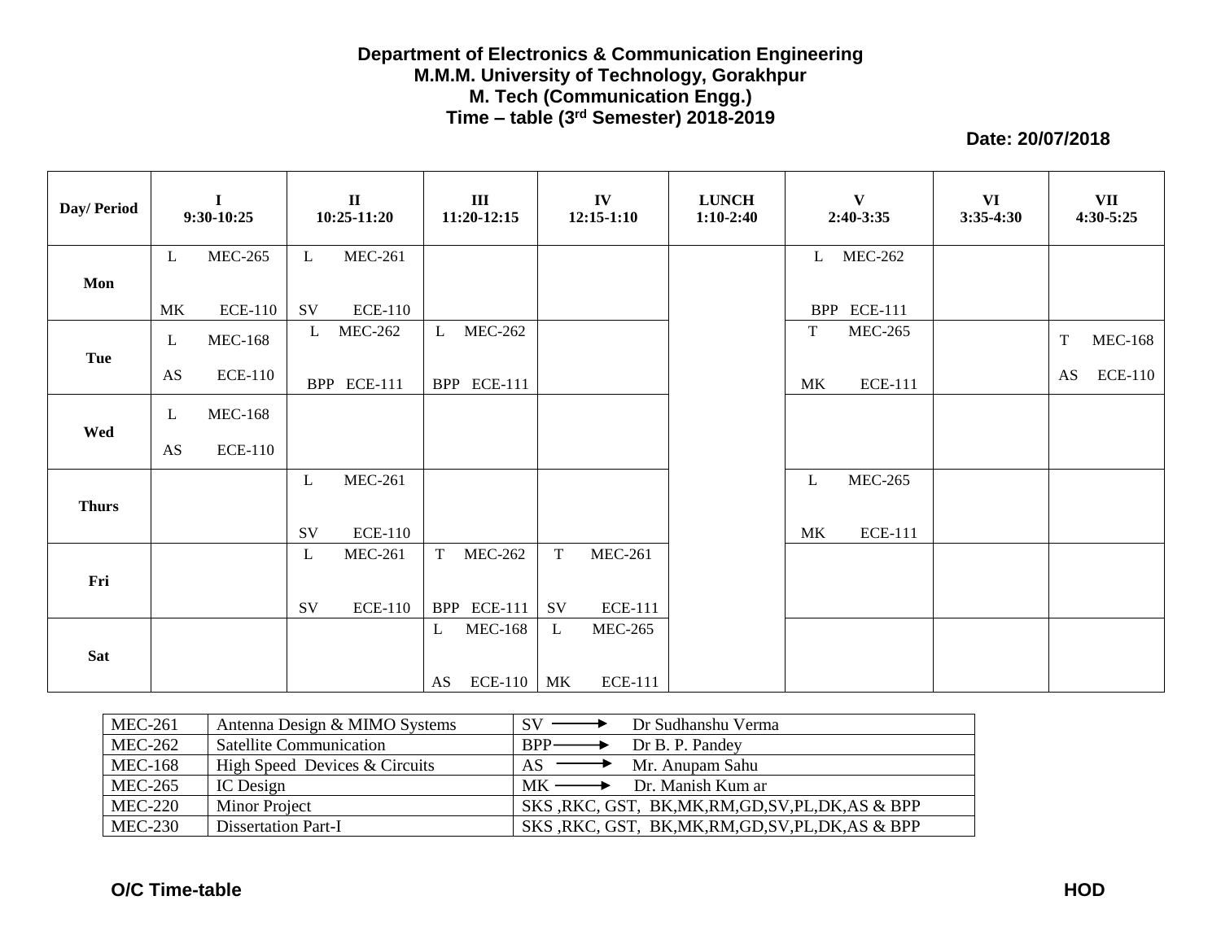**Department of Electronics & Communication Engineering**
**M.M.M. University of Technology, Gorakhpur**
**M. Tech (Communication Engg.)**
**Time – table (3rd Semester) 2018-2019**

**Date: 20/07/2018**

| Day/ Period | I 9:30-10:25 | II 10:25-11:20 | III 11:20-12:15 | IV 12:15-1:10 | LUNCH 1:10-2:40 | V 2:40-3:35 | VI 3:35-4:30 | VII 4:30-5:25 |
|---|---|---|---|---|---|---|---|---|
| **Mon** | L MEC-265 MK ECE-110 | L MEC-261 SV ECE-110 | | | | L MEC-262 BPP ECE-111 | | |
| **Tue** | L MEC-168 AS ECE-110 | L MEC-262 BPP ECE-111 | L MEC-262 BPP ECE-111 | | | T MEC-265 MK ECE-111 | | T MEC-168 AS ECE-110 |
| **Wed** | L MEC-168 AS ECE-110 | | | | | | | |
| **Thurs** | | L MEC-261 SV ECE-110 | | | | L MEC-265 MK ECE-111 | | |
| **Fri** | | L MEC-261 SV ECE-110 | T MEC-262 BPP ECE-111 | T MEC-261 SV ECE-111 | | | | |
| **Sat** | | | L MEC-168 AS ECE-110 | L MEC-265 MK ECE-111 | | | | |

| Code | Subject | Faculty |
|---|---|---|
| MEC-261 | Antenna Design & MIMO Systems | SV ⟶ Dr Sudhanshu Verma |
| MEC-262 | Satellite Communication | BPP ⟶ Dr B. P. Pandey |
| MEC-168 | High Speed Devices & Circuits | AS ⟶ Mr. Anupam Sahu |
| MEC-265 | IC Design | MK ⟶ Dr. Manish Kum ar |
| MEC-220 | Minor Project | SKS ,RKC, GST, BK,MK,RM,GD,SV,PL,DK,AS & BPP |
| MEC-230 | Dissertation Part-I | SKS ,RKC, GST, BK,MK,RM,GD,SV,PL,DK,AS & BPP |

**O/C Time-table** **HOD**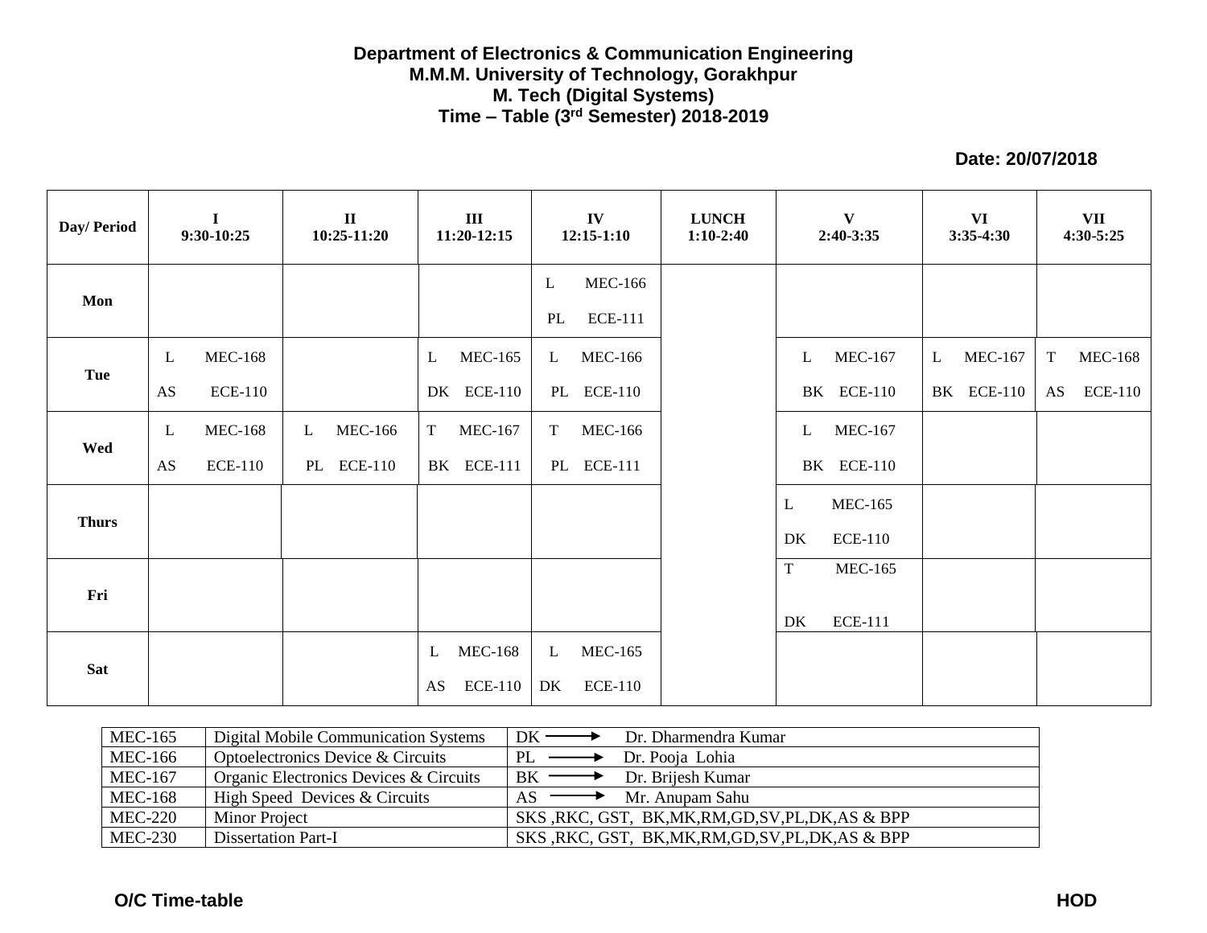**Department of Electronics & Communication Engineering**
**M.M.M. University of Technology, Gorakhpur**
**M. Tech (Digital Systems)**
**Time – Table (3rd Semester) 2018-2019**

**Date: 20/07/2018**

| Day/ Period | I 9:30-10:25 | II 10:25-11:20 | III 11:20-12:15 | IV 12:15-1:10 | LUNCH 1:10-2:40 | V 2:40-3:35 | VI 3:35-4:30 | VII 4:30-5:25 |
|---|---|---|---|---|---|---|---|---|
| Mon | | | | L MEC-166 PL ECE-111 | | | | |
| Tue | L MEC-168 AS ECE-110 | | L MEC-165 DK ECE-110 | L MEC-166 PL ECE-110 | | L MEC-167 BK ECE-110 | L MEC-167 BK ECE-110 | T MEC-168 AS ECE-110 |
| Wed | L MEC-168 AS ECE-110 | L MEC-166 PL ECE-110 | T MEC-167 BK ECE-111 | T MEC-166 PL ECE-111 | | L MEC-167 BK ECE-110 | | |
| Thurs | | | | | | L MEC-165 DK ECE-110 | | |
| Fri | | | | | | T MEC-165 DK ECE-111 | | |
| Sat | | | L MEC-168 AS ECE-110 | L MEC-165 DK ECE-110 | | | | |

| | | |
|---|---|---|
| MEC-165 | Digital Mobile Communication Systems | DK ⟶ Dr. Dharmendra Kumar |
| MEC-166 | Optoelectronics Device & Circuits | PL ⟶ Dr. Pooja Lohia |
| MEC-167 | Organic Electronics Devices & Circuits | BK ⟶ Dr. Brijesh Kumar |
| MEC-168 | High Speed Devices & Circuits | AS ⟶ Mr. Anupam Sahu |
| MEC-220 | Minor Project | SKS ,RKC, GST, BK,MK,RM,GD,SV,PL,DK,AS & BPP |
| MEC-230 | Dissertation Part-I | SKS ,RKC, GST, BK,MK,RM,GD,SV,PL,DK,AS & BPP |

**O/C Time-table** **HOD**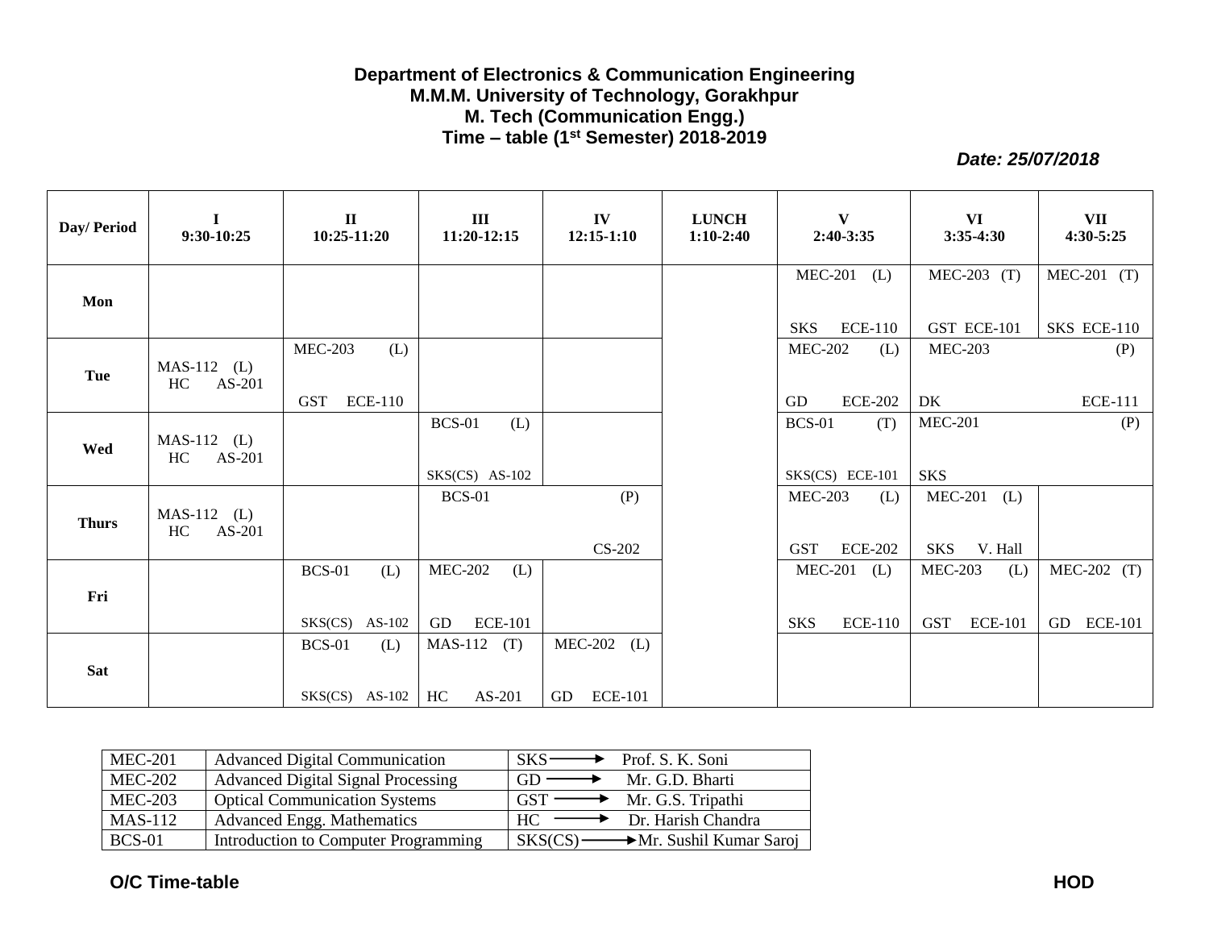**Department of Electronics & Communication Engineering**
**M.M.M. University of Technology, Gorakhpur**
**M. Tech (Communication Engg.)**
**Time – table (1st Semester) 2018-2019**

***Date: 25/07/2018***

| Day/ Period | I 9:30-10:25 | II 10:25-11:20 | III 11:20-12:15 | IV 12:15-1:10 | LUNCH 1:10-2:40 | V 2:40-3:35 | VI 3:35-4:30 | VII 4:30-5:25 |
|---|---|---|---|---|---|---|---|---|
| **Mon** | | | | | | MEC-201 (L) SKS ECE-110 | MEC-203 (T) GST ECE-101 | MEC-201 (T) SKS ECE-110 |
| **Tue** | MAS-112 (L) HC AS-201 | MEC-203 (L) GST ECE-110 | | | | MEC-202 (L) GD ECE-202 | MEC-203 (P) DK ECE-111 | |
| **Wed** | MAS-112 (L) HC AS-201 | | BCS-01 (L) SKS(CS) AS-102 | | | BCS-01 (T) SKS(CS) ECE-101 | MEC-201 (P) SKS | |
| **Thurs** | MAS-112 (L) HC AS-201 | | BCS-01 (P) CS-202 | | | MEC-203 (L) GST ECE-202 | MEC-201 (L) SKS V. Hall | |
| **Fri** | | BCS-01 (L) SKS(CS) AS-102 | MEC-202 (L) GD ECE-101 | | | MEC-201 (L) SKS ECE-110 | MEC-203 (L) GST ECE-101 | MEC-202 (T) GD ECE-101 |
| **Sat** | | BCS-01 (L) SKS(CS) AS-102 | MAS-112 (T) HC AS-201 | MEC-202 (L) GD ECE-101 | | | | |

| | | |
|---|---|---|
| MEC-201 | Advanced Digital Communication | SKS → Prof. S. K. Soni |
| MEC-202 | Advanced Digital Signal Processing | GD → Mr. G.D. Bharti |
| MEC-203 | Optical Communication Systems | GST → Mr. G.S. Tripathi |
| MAS-112 | Advanced Engg. Mathematics | HC → Dr. Harish Chandra |
| BCS-01 | Introduction to Computer Programming | SKS(CS) → Mr. Sushil Kumar Saroj |

**O/C Time-table** **HOD**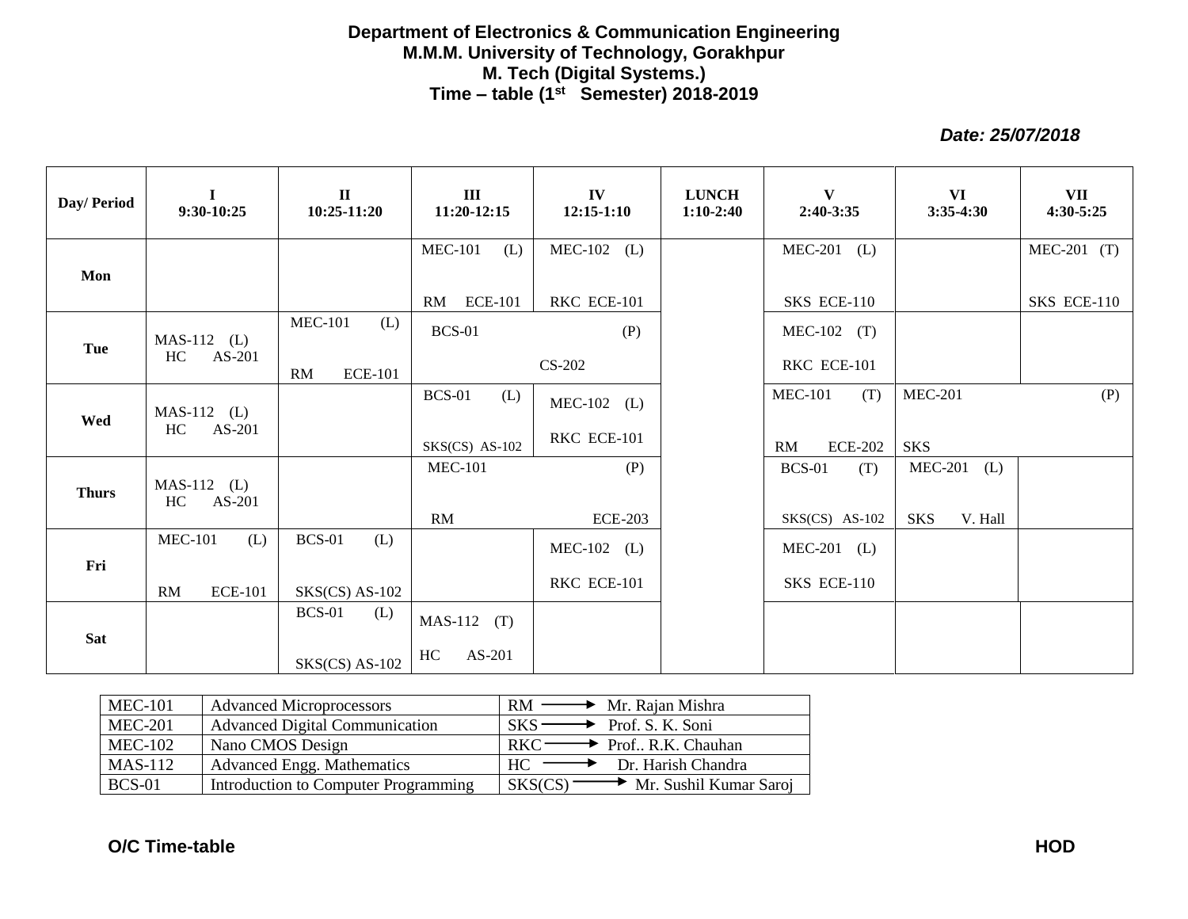**Department of Electronics & Communication Engineering**
**M.M.M. University of Technology, Gorakhpur**
**M. Tech (Digital Systems.)**
**Time – table (1st Semester) 2018-2019**

***Date: 25/07/2018***

| Day/ Period | I 9:30-10:25 | II 10:25-11:20 | III 11:20-12:15 | IV 12:15-1:10 | LUNCH 1:10-2:40 | V 2:40-3:35 | VI 3:35-4:30 | VII 4:30-5:25 |
|---|---|---|---|---|---|---|---|---|
| **Mon** | | | MEC-101 (L) RM ECE-101 | MEC-102 (L) RKC ECE-101 | | MEC-201 (L) SKS ECE-110 | | MEC-201 (T) SKS ECE-110 |
| **Tue** | MAS-112 (L) HC AS-201 | MEC-101 (L) RM ECE-101 | BCS-01 (P) CS-202 | | | MEC-102 (T) RKC ECE-101 | | |
| **Wed** | MAS-112 (L) HC AS-201 | | BCS-01 (L) SKS(CS) AS-102 | MEC-102 (L) RKC ECE-101 | | MEC-101 (T) RM ECE-202 | MEC-201 (P) SKS | |
| **Thurs** | MAS-112 (L) HC AS-201 | | MEC-101 (P) RM ECE-203 | | | BCS-01 (T) SKS(CS) AS-102 | MEC-201 (L) SKS V. Hall | |
| **Fri** | MEC-101 (L) RM ECE-101 | BCS-01 (L) SKS(CS) AS-102 | | MEC-102 (L) RKC ECE-101 | | MEC-201 (L) SKS ECE-110 | | |
| **Sat** | | BCS-01 (L) SKS(CS) AS-102 | MAS-112 (T) HC AS-201 | | | | | |

| | | |
|---|---|---|
| MEC-101 | Advanced Microprocessors | RM ⟶ Mr. Rajan Mishra |
| MEC-201 | Advanced Digital Communication | SKS ⟶ Prof. S. K. Soni |
| MEC-102 | Nano CMOS Design | RKC ⟶ Prof.. R.K. Chauhan |
| MAS-112 | Advanced Engg. Mathematics | HC ⟶ Dr. Harish Chandra |
| BCS-01 | Introduction to Computer Programming | SKS(CS) ⟶ Mr. Sushil Kumar Saroj |

**O/C Time-table** **HOD**